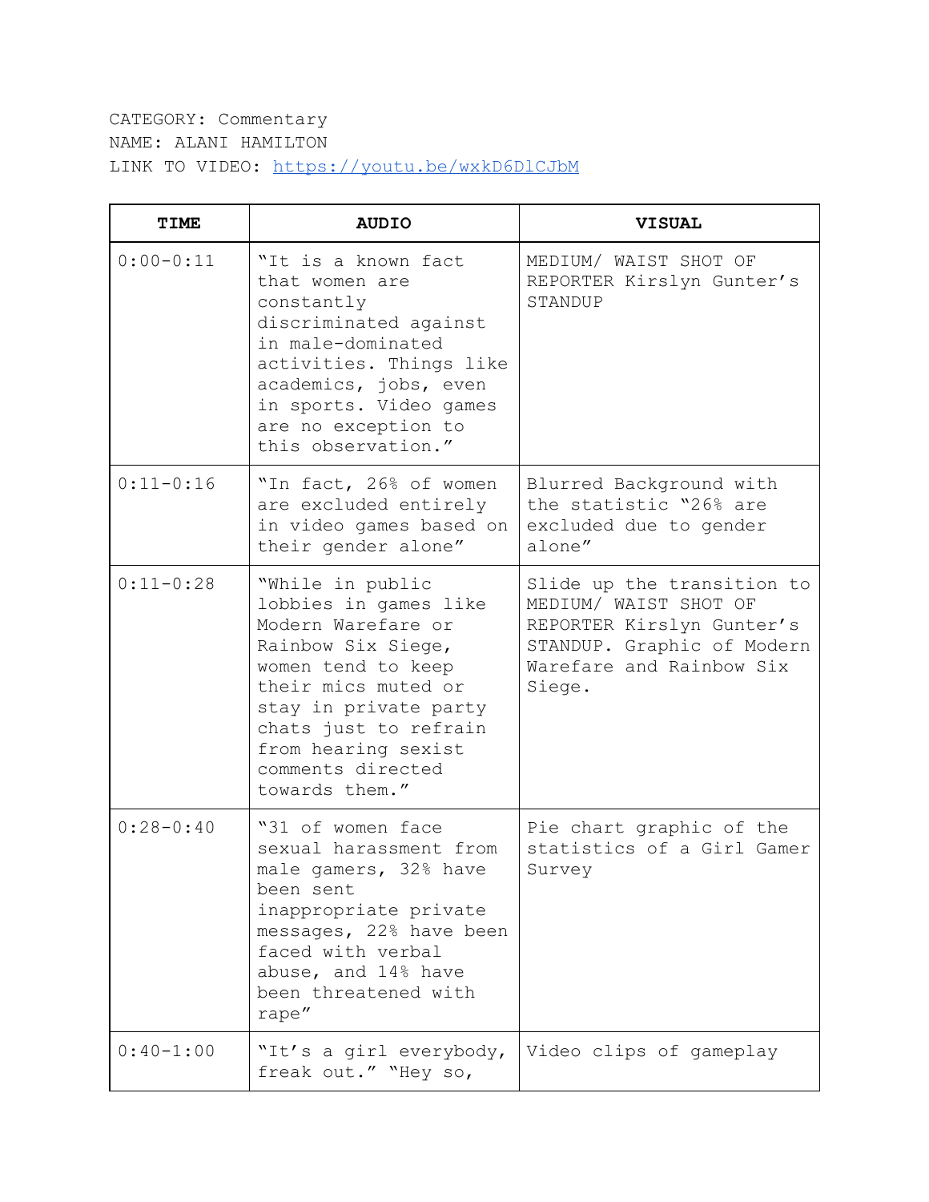CATEGORY: Commentary
NAME: ALANI HAMILTON
LINK TO VIDEO: https://youtu.be/wxkD6DlCJbM

| TIME | AUDIO | VISUAL |
|---|---|---|
| 0:00-0:11 | "It is a known fact that women are constantly discriminated against in male-dominated activities. Things like academics, jobs, even in sports. Video games are no exception to this observation." | MEDIUM/ WAIST SHOT OF REPORTER Kirslyn Gunter's STANDUP |
| 0:11-0:16 | "In fact, 26% of women are excluded entirely in video games based on their gender alone" | Blurred Background with the statistic "26% are excluded due to gender alone" |
| 0:11-0:28 | "While in public lobbies in games like Modern Warefare or Rainbow Six Siege, women tend to keep their mics muted or stay in private party chats just to refrain from hearing sexist comments directed towards them." | Slide up the transition to MEDIUM/ WAIST SHOT OF REPORTER Kirslyn Gunter's STANDUP. Graphic of Modern Warefare and Rainbow Six Siege. |
| 0:28-0:40 | "31 of women face sexual harassment from male gamers, 32% have been sent inappropriate private messages, 22% have been faced with verbal abuse, and 14% have been threatened with rape" | Pie chart graphic of the statistics of a Girl Gamer Survey |
| 0:40-1:00 | "It's a girl everybody, freak out." "Hey so, | Video clips of gameplay |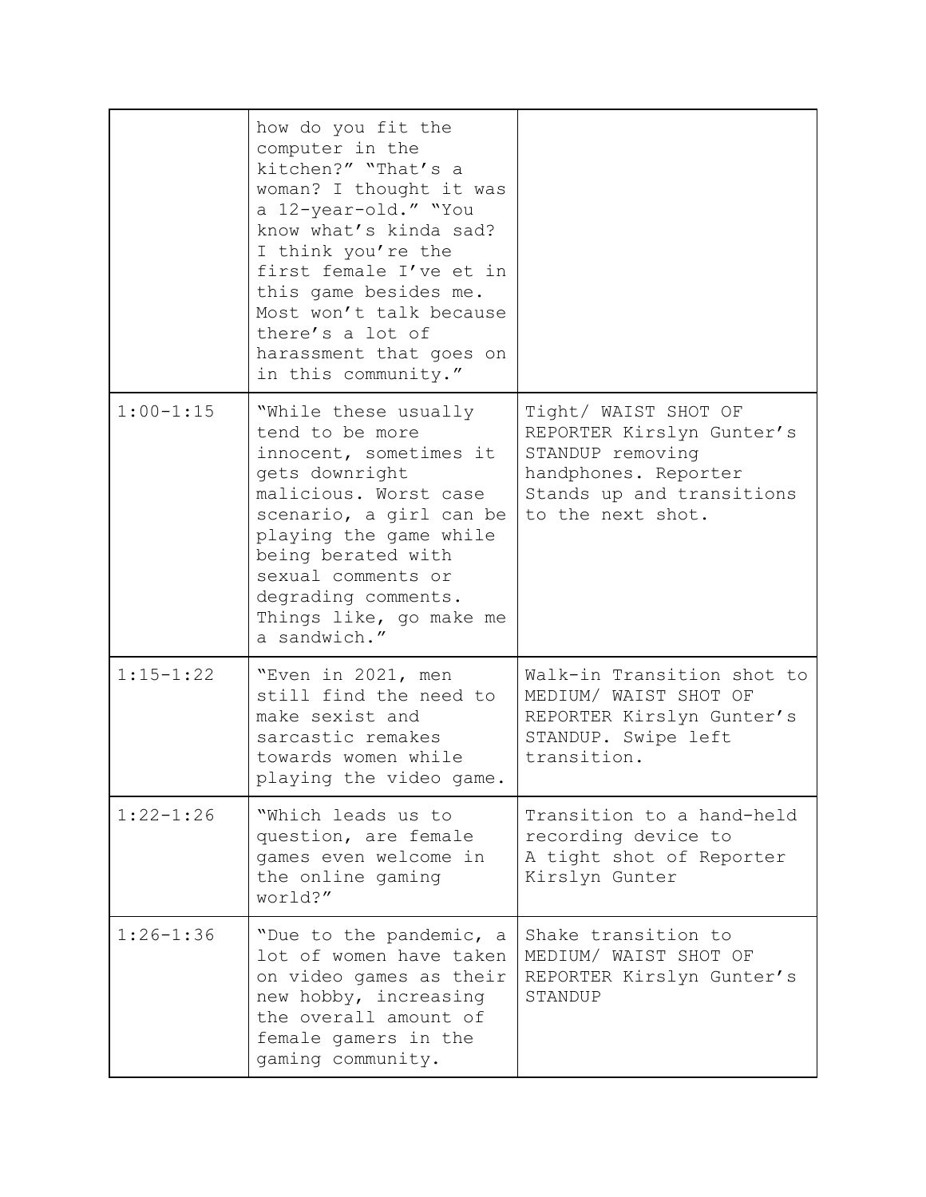| | | |
|---|---|---|
| | how do you fit the computer in the kitchen?" "That's a woman? I thought it was a 12-year-old." "You know what's kinda sad? I think you're the first female I've et in this game besides me. Most won't talk because there's a lot of harassment that goes on in this community." | |
| 1:00-1:15 | "While these usually tend to be more innocent, sometimes it gets downright malicious. Worst case scenario, a girl can be playing the game while being berated with sexual comments or degrading comments. Things like, go make me a sandwich." | Tight/ WAIST SHOT OF REPORTER Kirslyn Gunter's STANDUP removing handphones. Reporter Stands up and transitions to the next shot. |
| 1:15-1:22 | "Even in 2021, men still find the need to make sexist and sarcastic remakes towards women while playing the video game. | Walk-in Transition shot to MEDIUM/ WAIST SHOT OF REPORTER Kirslyn Gunter's STANDUP. Swipe left transition. |
| 1:22-1:26 | "Which leads us to question, are female games even welcome in the online gaming world?" | Transition to a hand-held recording device to A tight shot of Reporter Kirslyn Gunter |
| 1:26-1:36 | "Due to the pandemic, a lot of women have taken on video games as their new hobby, increasing the overall amount of female gamers in the gaming community. | Shake transition to MEDIUM/ WAIST SHOT OF REPORTER Kirslyn Gunter's STANDUP |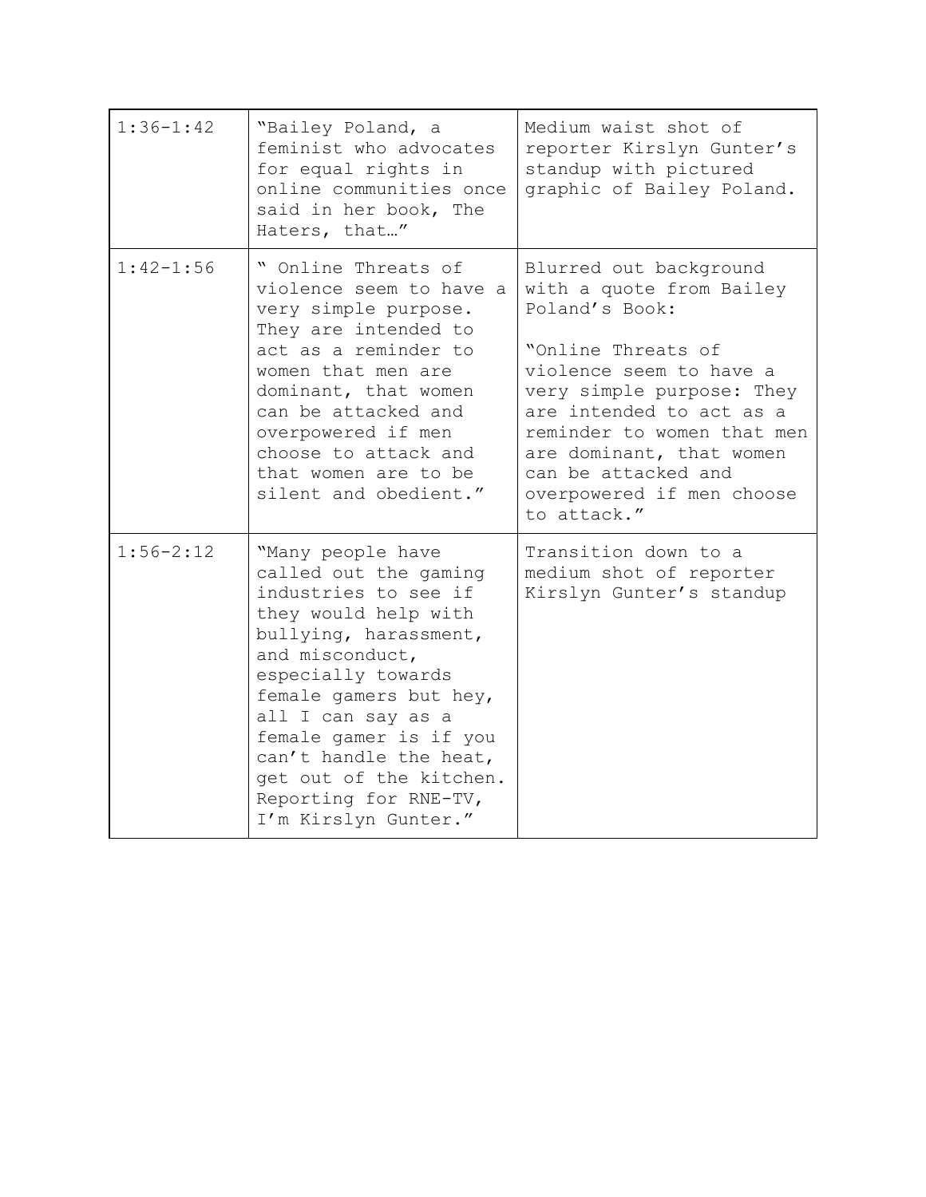| | | |
|---|---|---|
| 1:36-1:42 | "Bailey Poland, a feminist who advocates for equal rights in online communities once said in her book, The Haters, that…" | Medium waist shot of reporter Kirslyn Gunter's standup with pictured graphic of Bailey Poland. |
| 1:42-1:56 | " Online Threats of violence seem to have a very simple purpose. They are intended to act as a reminder to women that men are dominant, that women can be attacked and overpowered if men choose to attack and that women are to be silent and obedient." | Blurred out background with a quote from Bailey Poland's Book:<br><br>"Online Threats of violence seem to have a very simple purpose: They are intended to act as a reminder to women that men are dominant, that women can be attacked and overpowered if men choose to attack." |
| 1:56-2:12 | "Many people have called out the gaming industries to see if they would help with bullying, harassment, and misconduct, especially towards female gamers but hey, all I can say as a female gamer is if you can't handle the heat, get out of the kitchen. Reporting for RNE-TV, I'm Kirslyn Gunter." | Transition down to a medium shot of reporter Kirslyn Gunter's standup |